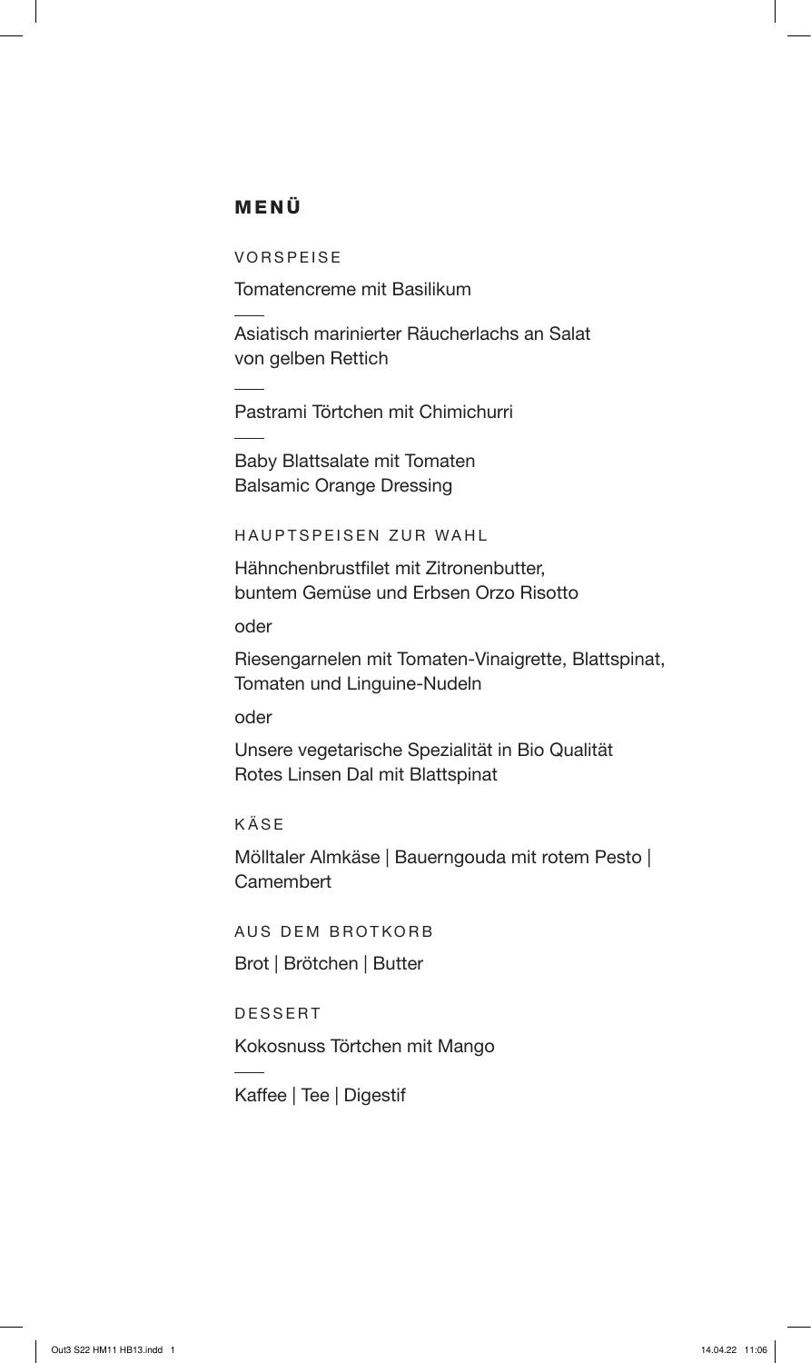# MENÜ

## VORSPEISE

Tomatencreme mit Basilikum

---

Asiatisch marinierter Räucherlachs an Salat
von gelben Rettich

---

Pastrami Törtchen mit Chimichurri

---

Baby Blattsalate mit Tomaten
Balsamic Orange Dressing

## HAUPTSPEISEN ZUR WAHL

Hähnchenbrustfilet mit Zitronenbutter,
buntem Gemüse und Erbsen Orzo Risotto

oder

Riesengarnelen mit Tomaten-Vinaigrette, Blattspinat,
Tomaten und Linguine-Nudeln

oder

Unsere vegetarische Spezialität in Bio Qualität
Rotes Linsen Dal mit Blattspinat

## KÄSE

Mölltaler Almkäse | Bauerngouda mit rotem Pesto |
Camembert

## AUS DEM BROTKORB

Brot | Brötchen | Butter

## DESSERT

Kokosnuss Törtchen mit Mango

---

Kaffee | Tee | Digestif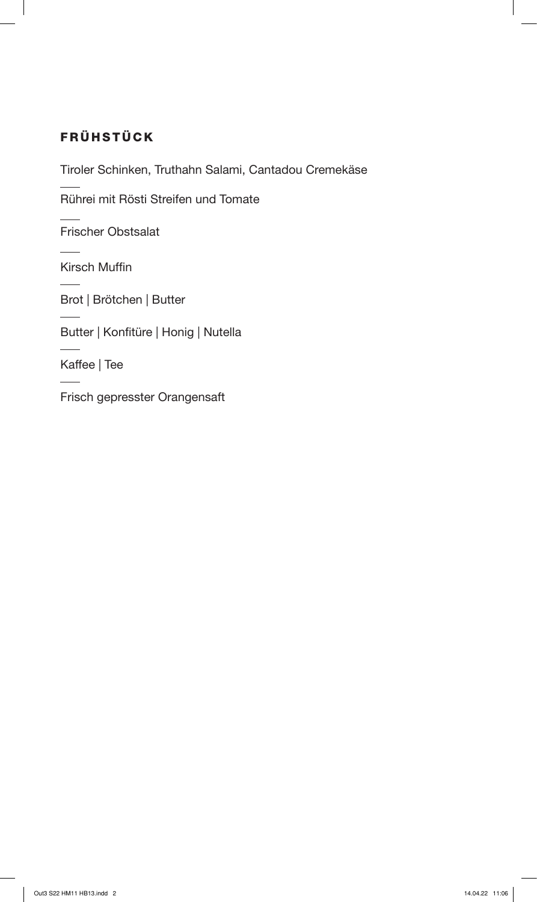## FRÜHSTÜCK

Tiroler Schinken, Truthahn Salami, Cantadou Cremekäse

Rührei mit Rösti Streifen und Tomate

Frischer Obstsalat

Kirsch Muffin

Brot | Brötchen | Butter

Butter | Konfitüre | Honig | Nutella

Kaffee | Tee

Frisch gepresster Orangensaft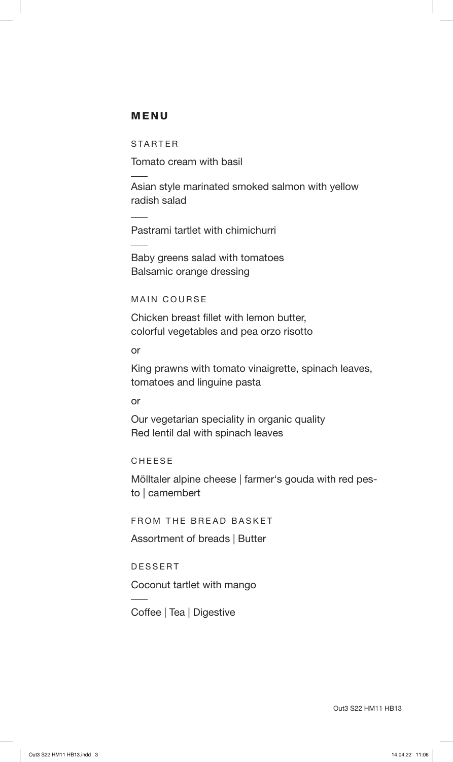# MENU

## STARTER

Tomato cream with basil

---

Asian style marinated smoked salmon with yellow radish salad

---

Pastrami tartlet with chimichurri

---

Baby greens salad with tomatoes
Balsamic orange dressing

## MAIN COURSE

Chicken breast fillet with lemon butter,
colorful vegetables and pea orzo risotto

or

King prawns with tomato vinaigrette, spinach leaves, tomatoes and linguine pasta

or

Our vegetarian speciality in organic quality
Red lentil dal with spinach leaves

## CHEESE

Mölltaler alpine cheese | farmer's gouda with red pesto | camembert

## FROM THE BREAD BASKET

Assortment of breads | Butter

## DESSERT

Coconut tartlet with mango

---

Coffee | Tea | Digestive

Out3 S22 HM11 HB13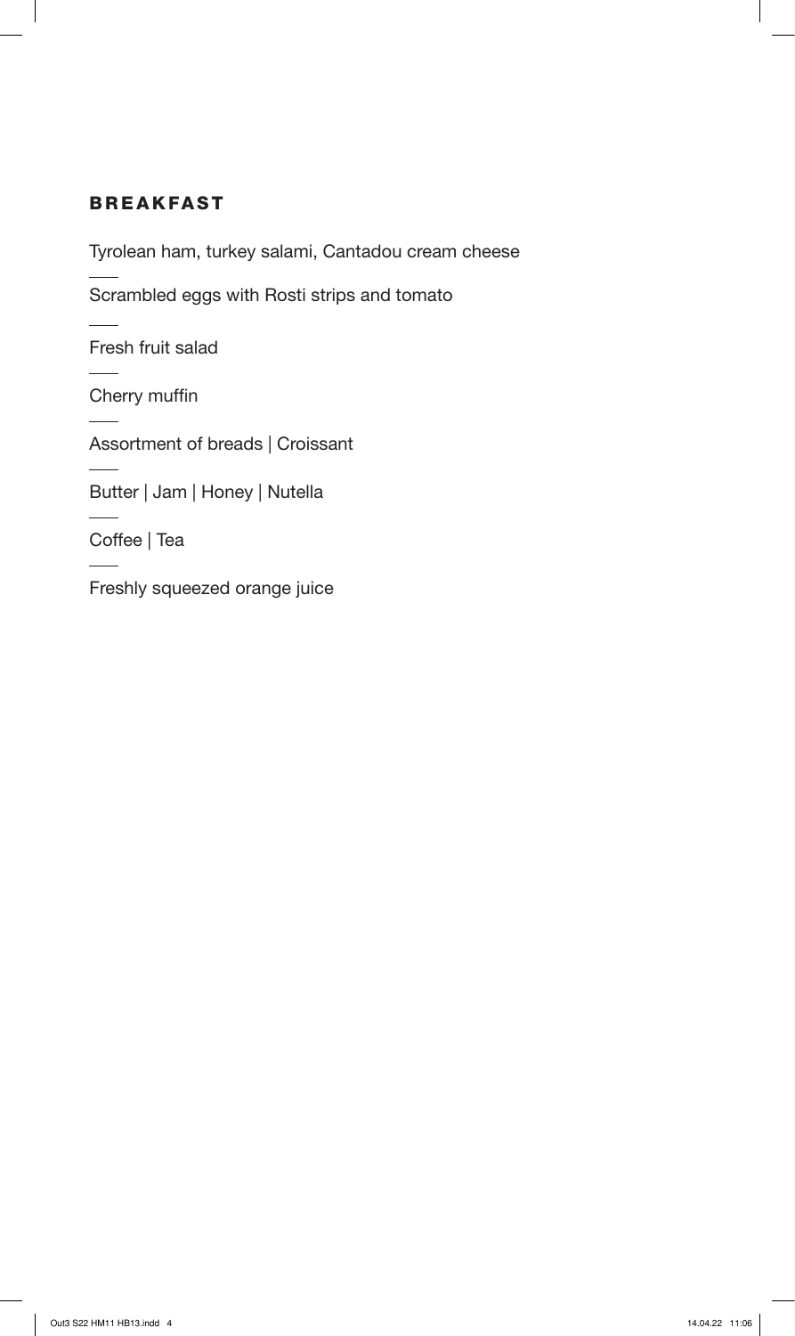## BREAKFAST

Tyrolean ham, turkey salami, Cantadou cream cheese

---

Scrambled eggs with Rosti strips and tomato

---

Fresh fruit salad

---

Cherry muffin

---

Assortment of breads | Croissant

---

Butter | Jam | Honey | Nutella

---

Coffee | Tea

---

Freshly squeezed orange juice